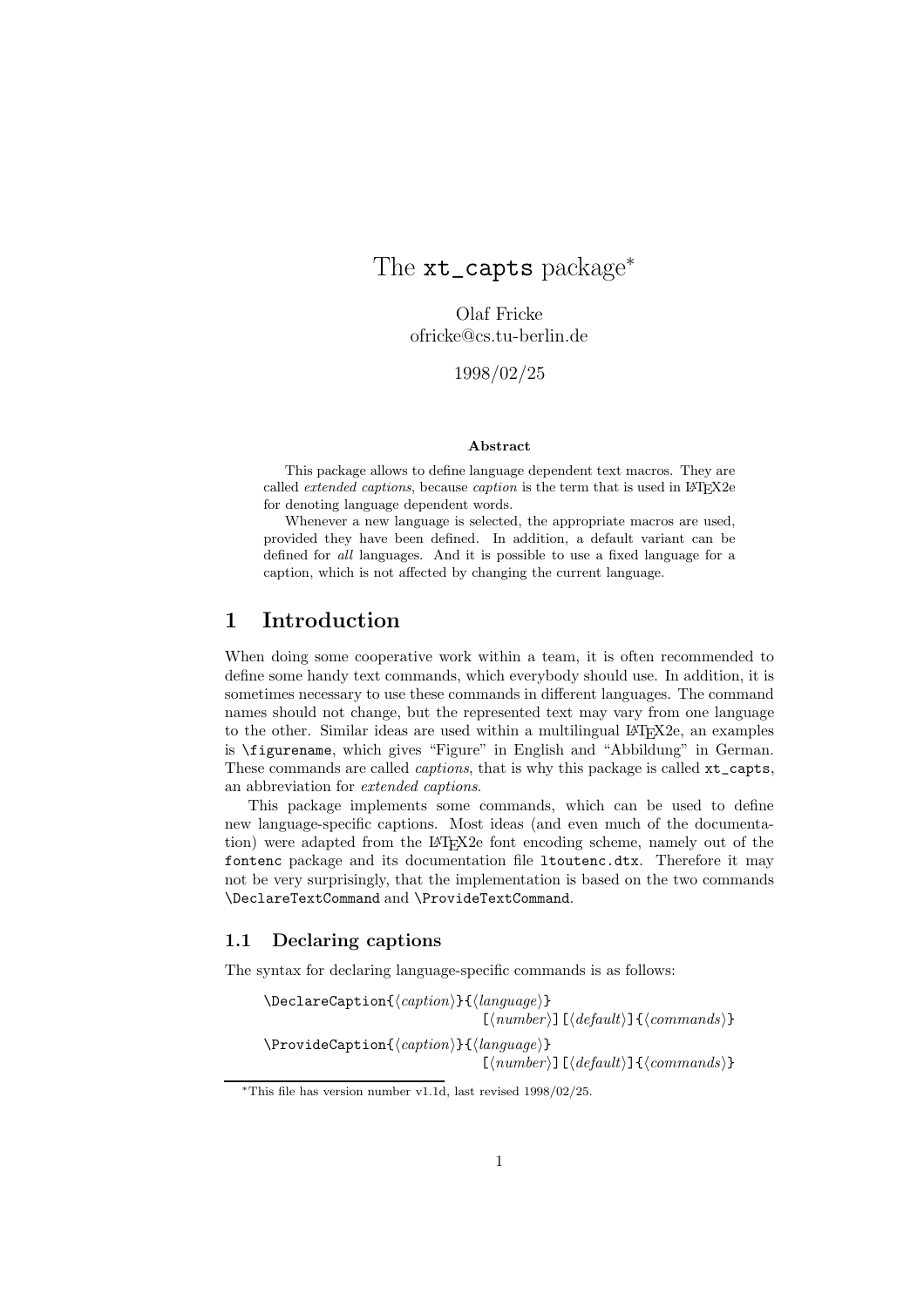# The `xt_capts` package*

Olaf Fricke
ofricke@cs.tu-berlin.de

1998/02/25

**Abstract**

This package allows to define language dependent text macros. They are called *extended captions*, because *caption* is the term that is used in LaTeX2e for denoting language dependent words.

Whenever a new language is selected, the appropriate macros are used, provided they have been defined. In addition, a default variant can be defined for *all* languages. And it is possible to use a fixed language for a caption, which is not affected by changing the current language.

## 1 Introduction

When doing some cooperative work within a team, it is often recommended to define some handy text commands, which everybody should use. In addition, it is sometimes necessary to use these commands in different languages. The command names should not change, but the represented text may vary from one language to the other. Similar ideas are used within a multilingual LaTeX2e, an examples is `\figurename`, which gives "Figure" in English and "Abbildung" in German. These commands are called *captions*, that is why this package is called `xt_capts`, an abbreviation for *extended captions*.

This package implements some commands, which can be used to define new language-specific captions. Most ideas (and even much of the documentation) were adapted from the LaTeX2e font encoding scheme, namely out of the `fontenc` package and its documentation file `ltoutenc.dtx`. Therefore it may not be very surprisingly, that the implementation is based on the two commands `\DeclareTextCommand` and `\ProvideTextCommand`.

### 1.1 Declaring captions

The syntax for declaring language-specific commands is as follows:

```
\DeclareCaption{⟨caption⟩}{⟨language⟩}
                              [⟨number⟩][⟨default⟩]{⟨commands⟩}
\ProvideCaption{⟨caption⟩}{⟨language⟩}
                              [⟨number⟩][⟨default⟩]{⟨commands⟩}
```

*This file has version number v1.1d, last revised 1998/02/25.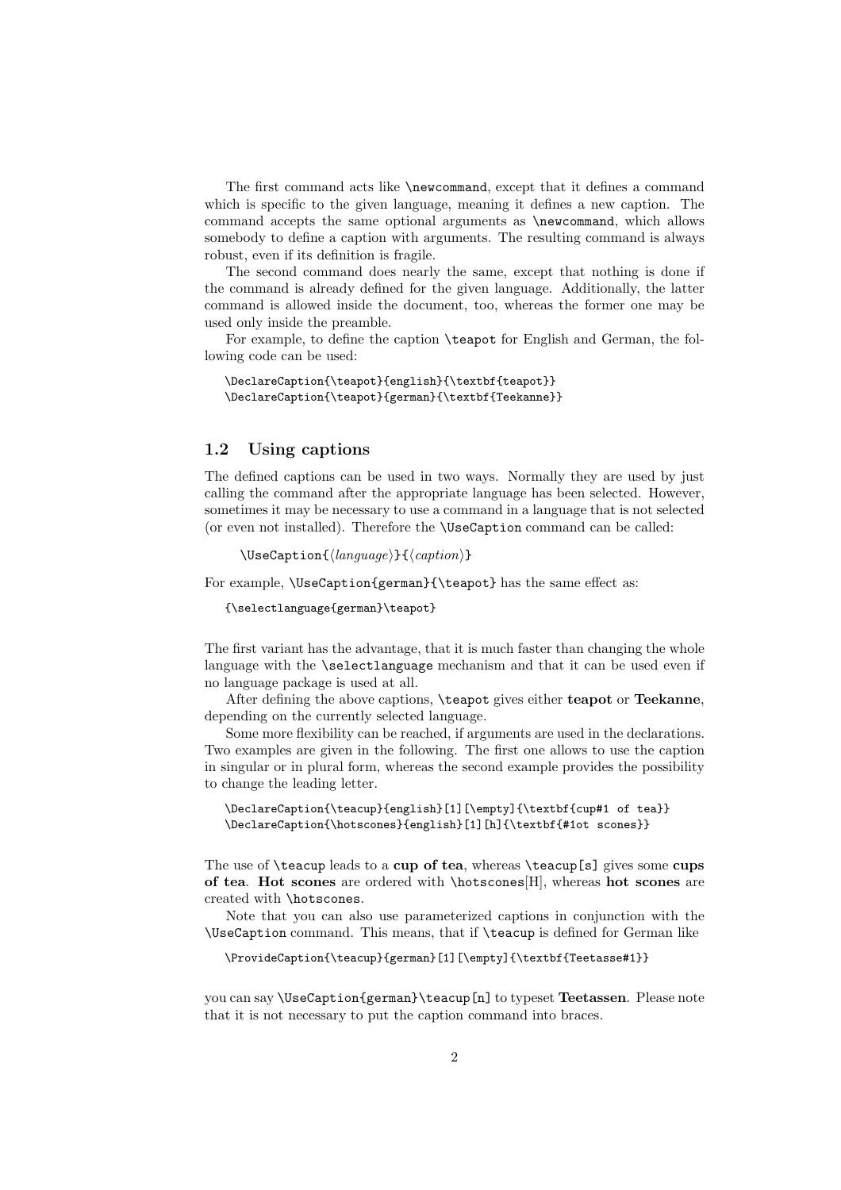The first command acts like `\newcommand`, except that it defines a command which is specific to the given language, meaning it defines a new caption. The command accepts the same optional arguments as `\newcommand`, which allows somebody to define a caption with arguments. The resulting command is always robust, even if its definition is fragile.

The second command does nearly the same, except that nothing is done if the command is already defined for the given language. Additionally, the latter command is allowed inside the document, too, whereas the former one may be used only inside the preamble.

For example, to define the caption `\teapot` for English and German, the following code can be used:

```
\DeclareCaption{\teapot}{english}{\textbf{teapot}}
\DeclareCaption{\teapot}{german}{\textbf{Teekanne}}
```

## 1.2 Using captions

The defined captions can be used in two ways. Normally they are used by just calling the command after the appropriate language has been selected. However, sometimes it may be necessary to use a command in a language that is not selected (or even not installed). Therefore the `\UseCaption` command can be called:

`\UseCaption{`⟨*language*⟩`}{`⟨*caption*⟩`}`

For example, `\UseCaption{german}{\teapot}` has the same effect as:

```
{\selectlanguage{german}\teapot}
```

The first variant has the advantage, that it is much faster than changing the whole language with the `\selectlanguage` mechanism and that it can be used even if no language package is used at all.

After defining the above captions, `\teapot` gives either **teapot** or **Teekanne**, depending on the currently selected language.

Some more flexibility can be reached, if arguments are used in the declarations. Two examples are given in the following. The first one allows to use the caption in singular or in plural form, whereas the second example provides the possibility to change the leading letter.

```
\DeclareCaption{\teacup}{english}[1][\empty]{\textbf{cup#1 of tea}}
\DeclareCaption{\hotscones}{english}[1][h]{\textbf{#1ot scones}}
```

The use of `\teacup` leads to a **cup of tea**, whereas `\teacup[s]` gives some **cups of tea**. **Hot scones** are ordered with `\hotscones`[H], whereas **hot scones** are created with `\hotscones`.

Note that you can also use parameterized captions in conjunction with the `\UseCaption` command. This means, that if `\teacup` is defined for German like

```
\ProvideCaption{\teacup}{german}[1][\empty]{\textbf{Teetasse#1}}
```

you can say `\UseCaption{german}\teacup[n]` to typeset **Teetassen**. Please note that it is not necessary to put the caption command into braces.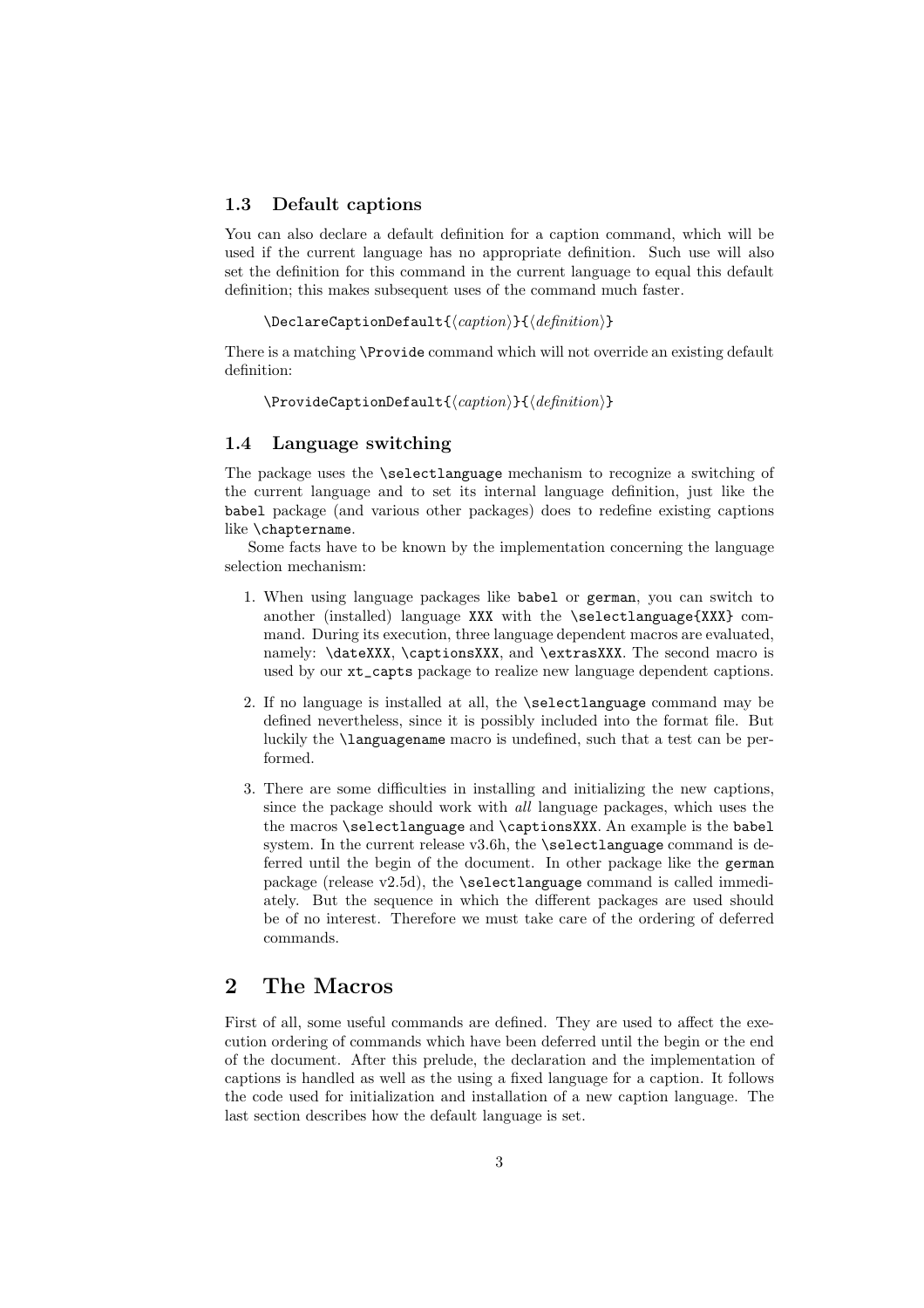### 1.3 Default captions

You can also declare a default definition for a caption command, which will be used if the current language has no appropriate definition. Such use will also set the definition for this command in the current language to equal this default definition; this makes subsequent uses of the command much faster.

```
\DeclareCaptionDefault{⟨caption⟩}{⟨definition⟩}
```

There is a matching `\Provide` command which will not override an existing default definition:

```
\ProvideCaptionDefault{⟨caption⟩}{⟨definition⟩}
```

### 1.4 Language switching

The package uses the `\selectlanguage` mechanism to recognize a switching of the current language and to set its internal language definition, just like the `babel` package (and various other packages) does to redefine existing captions like `\chaptername`.

Some facts have to be known by the implementation concerning the language selection mechanism:

1. When using language packages like `babel` or `german`, you can switch to another (installed) language `XXX` with the `\selectlanguage{XXX}` command. During its execution, three language dependent macros are evaluated, namely: `\dateXXX`, `\captionsXXX`, and `\extrasXXX`. The second macro is used by our `xt_capts` package to realize new language dependent captions.
2. If no language is installed at all, the `\selectlanguage` command may be defined nevertheless, since it is possibly included into the format file. But luckily the `\languagename` macro is undefined, such that a test can be performed.
3. There are some difficulties in installing and initializing the new captions, since the package should work with *all* language packages, which uses the the macros `\selectlanguage` and `\captionsXXX`. An example is the `babel` system. In the current release v3.6h, the `\selectlanguage` command is deferred until the begin of the document. In other package like the `german` package (release v2.5d), the `\selectlanguage` command is called immediately. But the sequence in which the different packages are used should be of no interest. Therefore we must take care of the ordering of deferred commands.

## 2 The Macros

First of all, some useful commands are defined. They are used to affect the execution ordering of commands which have been deferred until the begin or the end of the document. After this prelude, the declaration and the implementation of captions is handled as well as the using a fixed language for a caption. It follows the code used for initialization and installation of a new caption language. The last section describes how the default language is set.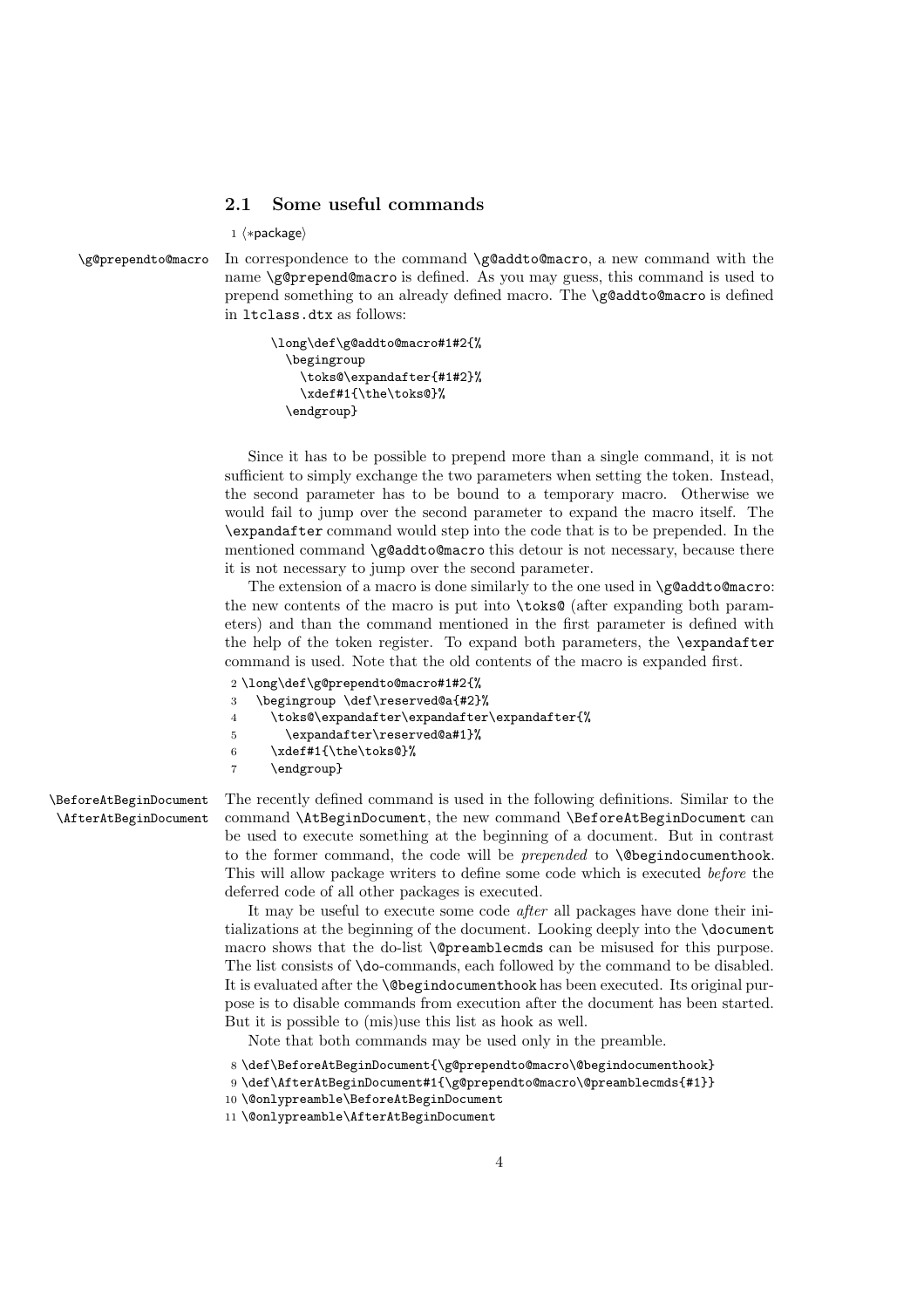## 2.1 Some useful commands

```
1 ⟨*package⟩
```

\g@prependto@macro

In correspondence to the command \g@addto@macro, a new command with the name \g@prepend@macro is defined. As you may guess, this command is used to prepend something to an already defined macro. The \g@addto@macro is defined in ltclass.dtx as follows:

```
\long\def\g@addto@macro#1#2{%
  \begingroup
    \toks@\expandafter{#1#2}%
    \xdef#1{\the\toks@}%
  \endgroup}
```

Since it has to be possible to prepend more than a single command, it is not sufficient to simply exchange the two parameters when setting the token. Instead, the second parameter has to be bound to a temporary macro. Otherwise we would fail to jump over the second parameter to expand the macro itself. The \expandafter command would step into the code that is to be prepended. In the mentioned command \g@addto@macro this detour is not necessary, because there it is not necessary to jump over the second parameter.

The extension of a macro is done similarly to the one used in \g@addto@macro: the new contents of the macro is put into \toks@ (after expanding both parameters) and than the command mentioned in the first parameter is defined with the help of the token register. To expand both parameters, the \expandafter command is used. Note that the old contents of the macro is expanded first.

```
2 \long\def\g@prependto@macro#1#2{%
3   \begingroup \def\reserved@a{#2}%
4     \toks@\expandafter\expandafter\expandafter{%
5       \expandafter\reserved@a#1}%
6     \xdef#1{\the\toks@}%
7     \endgroup}
```

\BeforeAtBeginDocument
\AfterAtBeginDocument

The recently defined command is used in the following definitions. Similar to the command \AtBeginDocument, the new command \BeforeAtBeginDocument can be used to execute something at the beginning of a document. But in contrast to the former command, the code will be *prepended* to \@begindocumenthook. This will allow package writers to define some code which is executed *before* the deferred code of all other packages is executed.

It may be useful to execute some code *after* all packages have done their initializations at the beginning of the document. Looking deeply into the \document macro shows that the do-list \@preamblecmds can be misused for this purpose. The list consists of \do-commands, each followed by the command to be disabled. It is evaluated after the \@begindocumenthook has been executed. Its original purpose is to disable commands from execution after the document has been started. But it is possible to (mis)use this list as hook as well.

Note that both commands may be used only in the preamble.

```
8 \def\BeforeAtBeginDocument{\g@prependto@macro\@begindocumenthook}
9 \def\AfterAtBeginDocument#1{\g@prependto@macro\@preamblecmds{#1}}
10 \@onlypreamble\BeforeAtBeginDocument
11 \@onlypreamble\AfterAtBeginDocument
```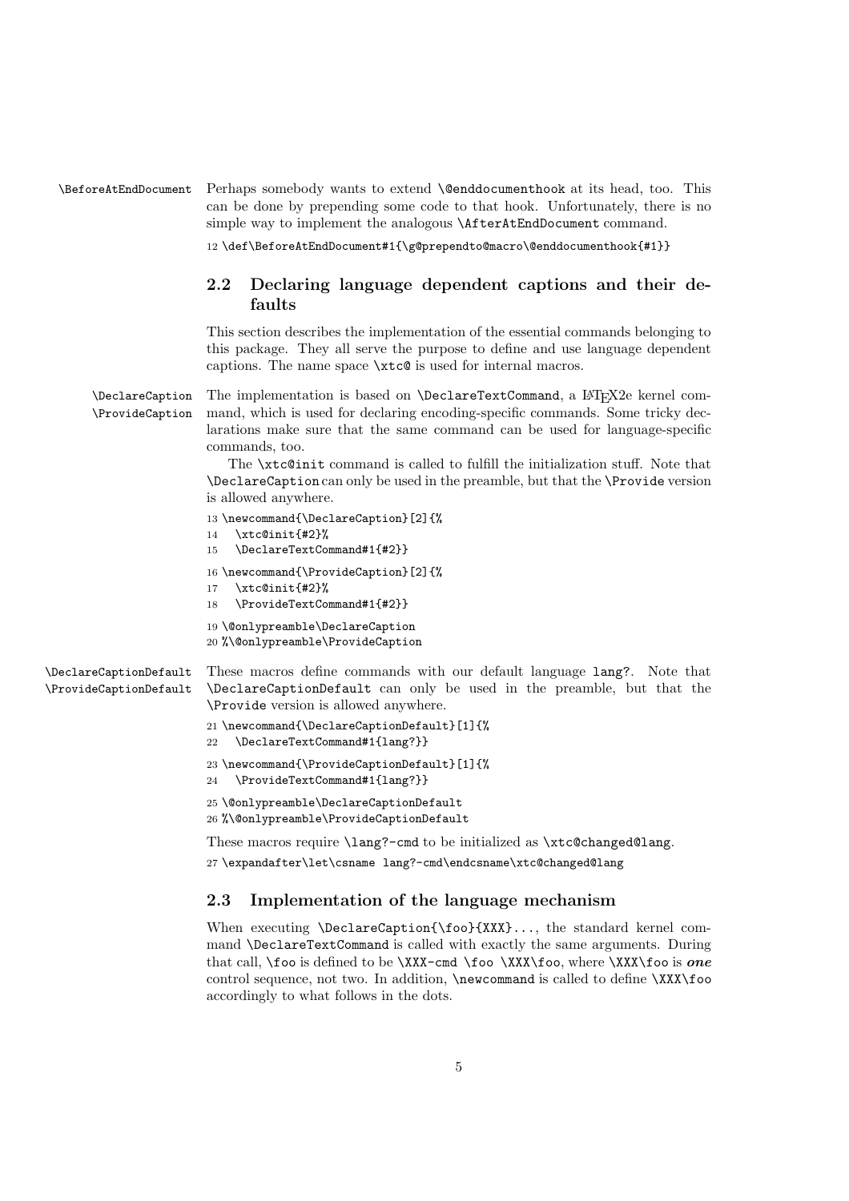\BeforeAtEndDocument Perhaps somebody wants to extend `\@enddocumenthook` at its head, too. This can be done by prepending some code to that hook. Unfortunately, there is no simple way to implement the analogous `\AfterAtEndDocument` command.

```
12 \def\BeforeAtEndDocument#1{\g@prependto@macro\@enddocumenthook{#1}}
```

## 2.2 Declaring language dependent captions and their defaults

This section describes the implementation of the essential commands belonging to this package. They all serve the purpose to define and use language dependent captions. The name space `\xtc@` is used for internal macros.

\DeclareCaption \ProvideCaption The implementation is based on `\DeclareTextCommand`, a LaTeX2e kernel command, which is used for declaring encoding-specific commands. Some tricky declarations make sure that the same command can be used for language-specific commands, too.

The `\xtc@init` command is called to fulfill the initialization stuff. Note that `\DeclareCaption` can only be used in the preamble, but that the `\Provide` version is allowed anywhere.

```
13 \newcommand{\DeclareCaption}[2]{%
14   \xtc@init{#2}%
15   \DeclareTextCommand#1{#2}}
16 \newcommand{\ProvideCaption}[2]{%
17   \xtc@init{#2}%
18   \ProvideTextCommand#1{#2}}
19 \@onlypreamble\DeclareCaption
20 %\@onlypreamble\ProvideCaption
```

\DeclareCaptionDefault \ProvideCaptionDefault These macros define commands with our default language `lang?`. Note that `\DeclareCaptionDefault` can only be used in the preamble, but that the `\Provide` version is allowed anywhere.

```
21 \newcommand{\DeclareCaptionDefault}[1]{%
22   \DeclareTextCommand#1{lang?}}
23 \newcommand{\ProvideCaptionDefault}[1]{%
24   \ProvideTextCommand#1{lang?}}
25 \@onlypreamble\DeclareCaptionDefault
26 %\@onlypreamble\ProvideCaptionDefault
```

These macros require `\lang?-cmd` to be initialized as `\xtc@changed@lang`.

```
27 \expandafter\let\csname lang?-cmd\endcsname\xtc@changed@lang
```

## 2.3 Implementation of the language mechanism

When executing `\DeclareCaption{\foo}{XXX}`..., the standard kernel command `\DeclareTextCommand` is called with exactly the same arguments. During that call, `\foo` is defined to be `\XXX-cmd \foo \XXX\foo`, where `\XXX\foo` is ***one*** control sequence, not two. In addition, `\newcommand` is called to define `\XXX\foo` accordingly to what follows in the dots.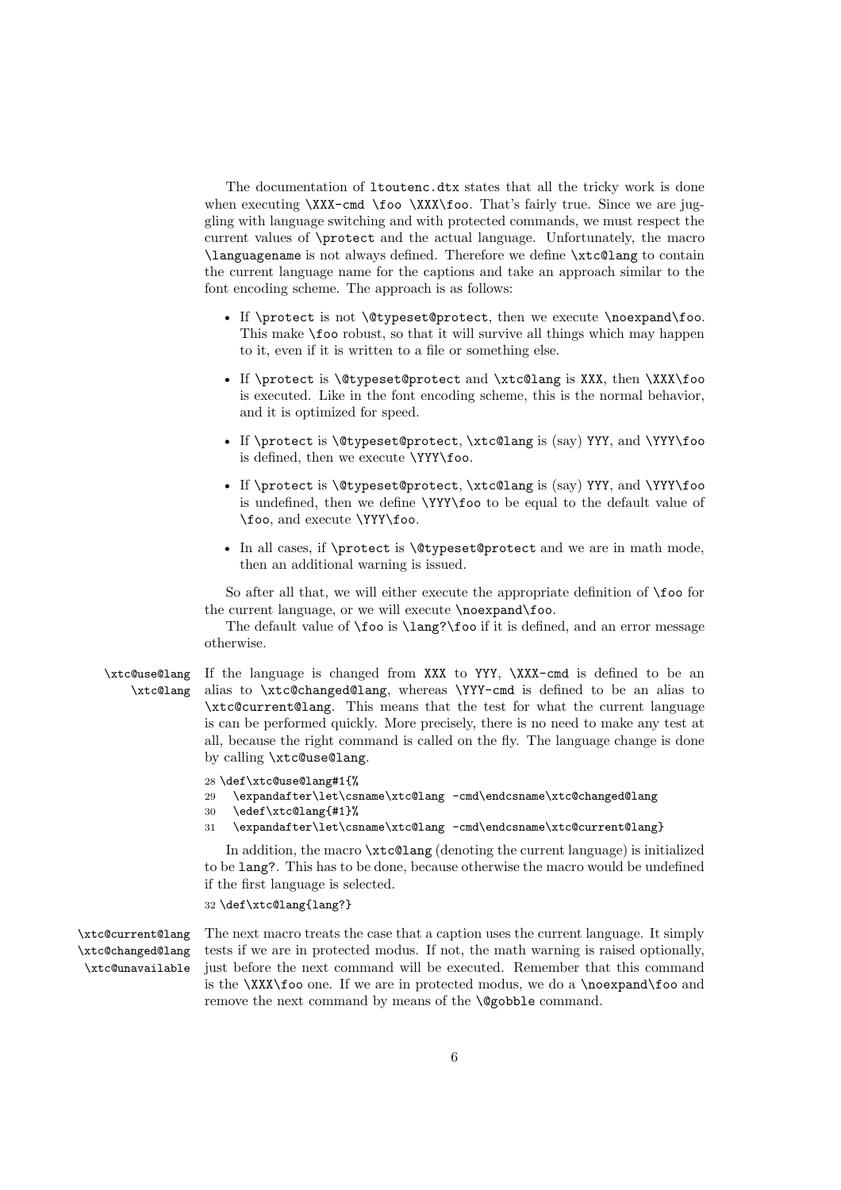The documentation of `ltoutenc.dtx` states that all the tricky work is done when executing `\XXX-cmd \foo \XXX\foo`. That's fairly true. Since we are juggling with language switching and with protected commands, we must respect the current values of `\protect` and the actual language. Unfortunately, the macro `\languagename` is not always defined. Therefore we define `\xtc@lang` to contain the current language name for the captions and take an approach similar to the font encoding scheme. The approach is as follows:

- If `\protect` is not `\@typeset@protect`, then we execute `\noexpand\foo`. This make `\foo` robust, so that it will survive all things which may happen to it, even if it is written to a file or something else.
- If `\protect` is `\@typeset@protect` and `\xtc@lang` is `XXX`, then `\XXX\foo` is executed. Like in the font encoding scheme, this is the normal behavior, and it is optimized for speed.
- If `\protect` is `\@typeset@protect`, `\xtc@lang` is (say) `YYY`, and `\YYY\foo` is defined, then we execute `\YYY\foo`.
- If `\protect` is `\@typeset@protect`, `\xtc@lang` is (say) `YYY`, and `\YYY\foo` is undefined, then we define `\YYY\foo` to be equal to the default value of `\foo`, and execute `\YYY\foo`.
- In all cases, if `\protect` is `\@typeset@protect` and we are in math mode, then an additional warning is issued.

So after all that, we will either execute the appropriate definition of `\foo` for the current language, or we will execute `\noexpand\foo`.

The default value of `\foo` is `\lang?\foo` if it is defined, and an error message otherwise.

`\xtc@use@lang` `\xtc@lang` If the language is changed from `XXX` to `YYY`, `\XXX-cmd` is defined to be an alias to `\xtc@changed@lang`, whereas `\YYY-cmd` is defined to be an alias to `\xtc@current@lang`. This means that the test for what the current language is can be performed quickly. More precisely, there is no need to make any test at all, because the right command is called on the fly. The language change is done by calling `\xtc@use@lang`.

```
28 \def\xtc@use@lang#1{%
29   \expandafter\let\csname\xtc@lang -cmd\endcsname\xtc@changed@lang
30   \edef\xtc@lang{#1}%
31   \expandafter\let\csname\xtc@lang -cmd\endcsname\xtc@current@lang}
```

In addition, the macro `\xtc@lang` (denoting the current language) is initialized to be `lang?`. This has to be done, because otherwise the macro would be undefined if the first language is selected.

```
32 \def\xtc@lang{lang?}
```

`\xtc@current@lang` `\xtc@changed@lang` `\xtc@unavailable` The next macro treats the case that a caption uses the current language. It simply tests if we are in protected modus. If not, the math warning is raised optionally, just before the next command will be executed. Remember that this command is the `\XXX\foo` one. If we are in protected modus, we do a `\noexpand\foo` and remove the next command by means of the `\@gobble` command.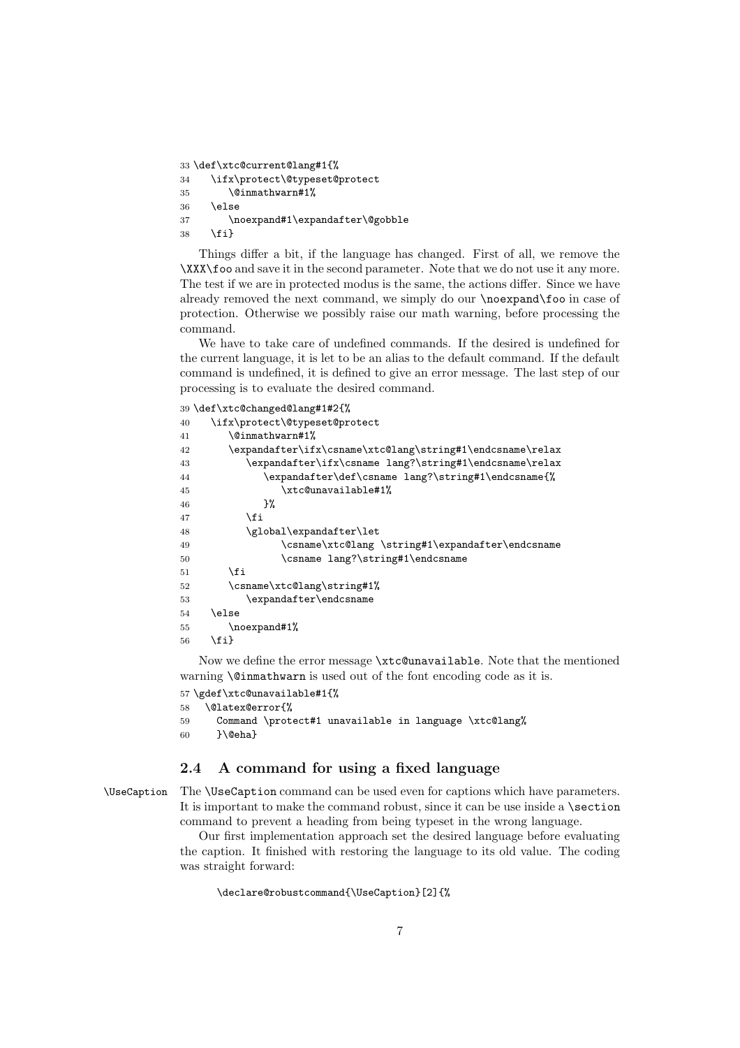```
33 \def\xtc@current@lang#1{%
34    \ifx\protect\@typeset@protect
35       \@inmathwarn#1%
36    \else
37       \noexpand#1\expandafter\@gobble
38    \fi}
```

Things differ a bit, if the language has changed. First of all, we remove the `\XXX\foo` and save it in the second parameter. Note that we do not use it any more. The test if we are in protected modus is the same, the actions differ. Since we have already removed the next command, we simply do our `\noexpand\foo` in case of protection. Otherwise we possibly raise our math warning, before processing the command.

We have to take care of undefined commands. If the desired is undefined for the current language, it is let to be an alias to the default command. If the default command is undefined, it is defined to give an error message. The last step of our processing is to evaluate the desired command.

```
39 \def\xtc@changed@lang#1#2{%
40    \ifx\protect\@typeset@protect
41       \@inmathwarn#1%
42       \expandafter\ifx\csname\xtc@lang\string#1\endcsname\relax
43          \expandafter\ifx\csname lang?\string#1\endcsname\relax
44             \expandafter\def\csname lang?\string#1\endcsname{%
45                \xtc@unavailable#1%
46             }%
47          \fi
48          \global\expandafter\let
49                \csname\xtc@lang \string#1\expandafter\endcsname
50                \csname lang?\string#1\endcsname
51       \fi
52       \csname\xtc@lang\string#1%
53          \expandafter\endcsname
54    \else
55       \noexpand#1%
56    \fi}
```

Now we define the error message `\xtc@unavailable`. Note that the mentioned warning `\@inmathwarn` is used out of the font encoding code as it is.

```
57 \gdef\xtc@unavailable#1{%
58   \@latex@error{%
59     Command \protect#1 unavailable in language \xtc@lang%
60     }\@eha}
```

## 2.4 A command for using a fixed language

`\UseCaption` The `\UseCaption` command can be used even for captions which have parameters. It is important to make the command robust, since it can be use inside a `\section` command to prevent a heading from being typeset in the wrong language.

Our first implementation approach set the desired language before evaluating the caption. It finished with restoring the language to its old value. The coding was straight forward:

```
\declare@robustcommand{\UseCaption}[2]{%
```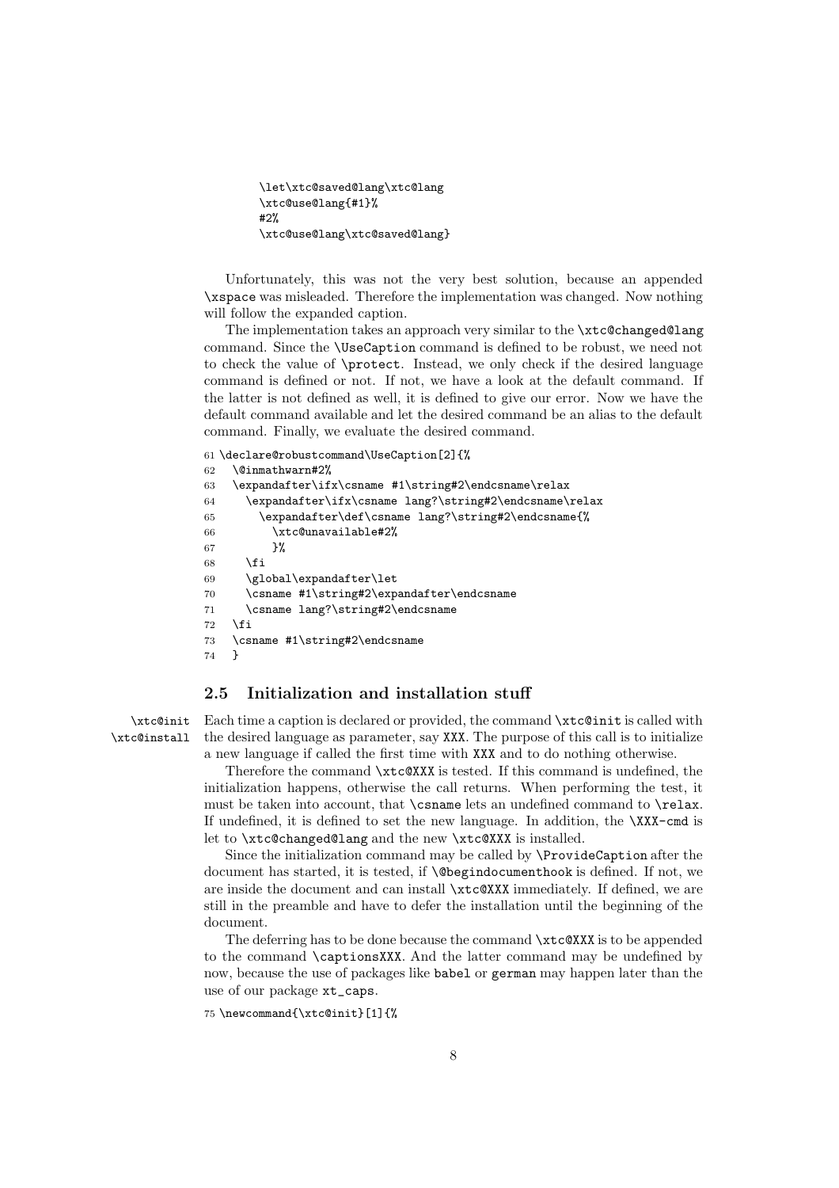```
\let\xtc@saved@lang\xtc@lang
\xtc@use@lang{#1}%
#2%
\xtc@use@lang\xtc@saved@lang}
```

Unfortunately, this was not the very best solution, because an appended `\xspace` was misleaded. Therefore the implementation was changed. Now nothing will follow the expanded caption.

The implementation takes an approach very similar to the `\xtc@changed@lang` command. Since the `\UseCaption` command is defined to be robust, we need not to check the value of `\protect`. Instead, we only check if the desired language command is defined or not. If not, we have a look at the default command. If the latter is not defined as well, it is defined to give our error. Now we have the default command available and let the desired command be an alias to the default command. Finally, we evaluate the desired command.

```
61 \declare@robustcommand\UseCaption[2]{%
62   \@inmathwarn#2%
63   \expandafter\ifx\csname #1\string#2\endcsname\relax
64     \expandafter\ifx\csname lang?\string#2\endcsname\relax
65       \expandafter\def\csname lang?\string#2\endcsname{%
66         \xtc@unavailable#2%
67         }%
68     \fi
69     \global\expandafter\let
70     \csname #1\string#2\expandafter\endcsname
71     \csname lang?\string#2\endcsname
72   \fi
73   \csname #1\string#2\endcsname
74   }
```

## 2.5 Initialization and installation stuff

`\xtc@init` `\xtc@install` Each time a caption is declared or provided, the command `\xtc@init` is called with the desired language as parameter, say `XXX`. The purpose of this call is to initialize a new language if called the first time with `XXX` and to do nothing otherwise.

Therefore the command `\xtc@XXX` is tested. If this command is undefined, the initialization happens, otherwise the call returns. When performing the test, it must be taken into account, that `\csname` lets an undefined command to `\relax`. If undefined, it is defined to set the new language. In addition, the `\XXX-cmd` is let to `\xtc@changed@lang` and the new `\xtc@XXX` is installed.

Since the initialization command may be called by `\ProvideCaption` after the document has started, it is tested, if `\@begindocumenthook` is defined. If not, we are inside the document and can install `\xtc@XXX` immediately. If defined, we are still in the preamble and have to defer the installation until the beginning of the document.

The deferring has to be done because the command `\xtc@XXX` is to be appended to the command `\captionsXXX`. And the latter command may be undefined by now, because the use of packages like `babel` or `german` may happen later than the use of our package `xt_caps`.

```
75 \newcommand{\xtc@init}[1]{%
```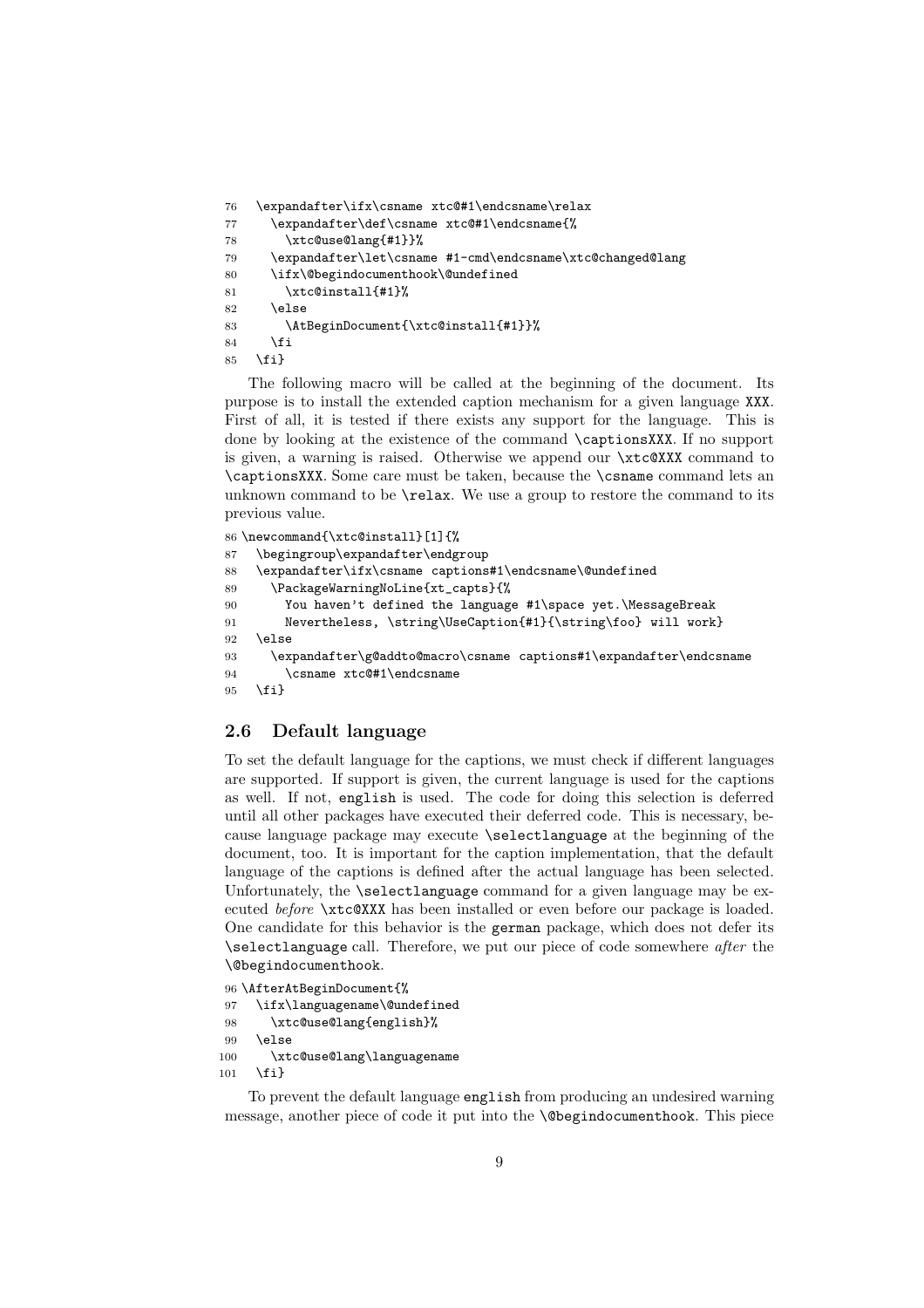```
76   \expandafter\ifx\csname xtc@#1\endcsname\relax
77     \expandafter\def\csname xtc@#1\endcsname{%
78       \xtc@use@lang{#1}}%
79     \expandafter\let\csname #1-cmd\endcsname\xtc@changed@lang
80     \ifx\@begindocumenthook\@undefined
81       \xtc@install{#1}%
82     \else
83       \AtBeginDocument{\xtc@install{#1}}%
84     \fi
85   \fi}
```

The following macro will be called at the beginning of the document. Its purpose is to install the extended caption mechanism for a given language `XXX`. First of all, it is tested if there exists any support for the language. This is done by looking at the existence of the command `\captionsXXX`. If no support is given, a warning is raised. Otherwise we append our `\xtc@XXX` command to `\captionsXXX`. Some care must be taken, because the `\csname` command lets an unknown command to be `\relax`. We use a group to restore the command to its previous value.

```
86 \newcommand{\xtc@install}[1]{%
87   \begingroup\expandafter\endgroup
88   \expandafter\ifx\csname captions#1\endcsname\@undefined
89     \PackageWarningNoLine{xt_capts}{%
90       You haven't defined the language #1\space yet.\MessageBreak
91       Nevertheless, \string\UseCaption{#1}{\string\foo} will work}
92   \else
93     \expandafter\g@addto@macro\csname captions#1\expandafter\endcsname
94       \csname xtc@#1\endcsname
95   \fi}
```

## 2.6 Default language

To set the default language for the captions, we must check if different languages are supported. If support is given, the current language is used for the captions as well. If not, `english` is used. The code for doing this selection is deferred until all other packages have executed their deferred code. This is necessary, because language package may execute `\selectlanguage` at the beginning of the document, too. It is important for the caption implementation, that the default language of the captions is defined after the actual language has been selected. Unfortunately, the `\selectlanguage` command for a given language may be executed *before* `\xtc@XXX` has been installed or even before our package is loaded. One candidate for this behavior is the `german` package, which does not defer its `\selectlanguage` call. Therefore, we put our piece of code somewhere *after* the `\@begindocumenthook`.

```
96 \AfterAtBeginDocument{%
97   \ifx\languagename\@undefined
98     \xtc@use@lang{english}%
99   \else
100    \xtc@use@lang\languagename
101  \fi}
```

To prevent the default language `english` from producing an undesired warning message, another piece of code it put into the `\@begindocumenthook`. This piece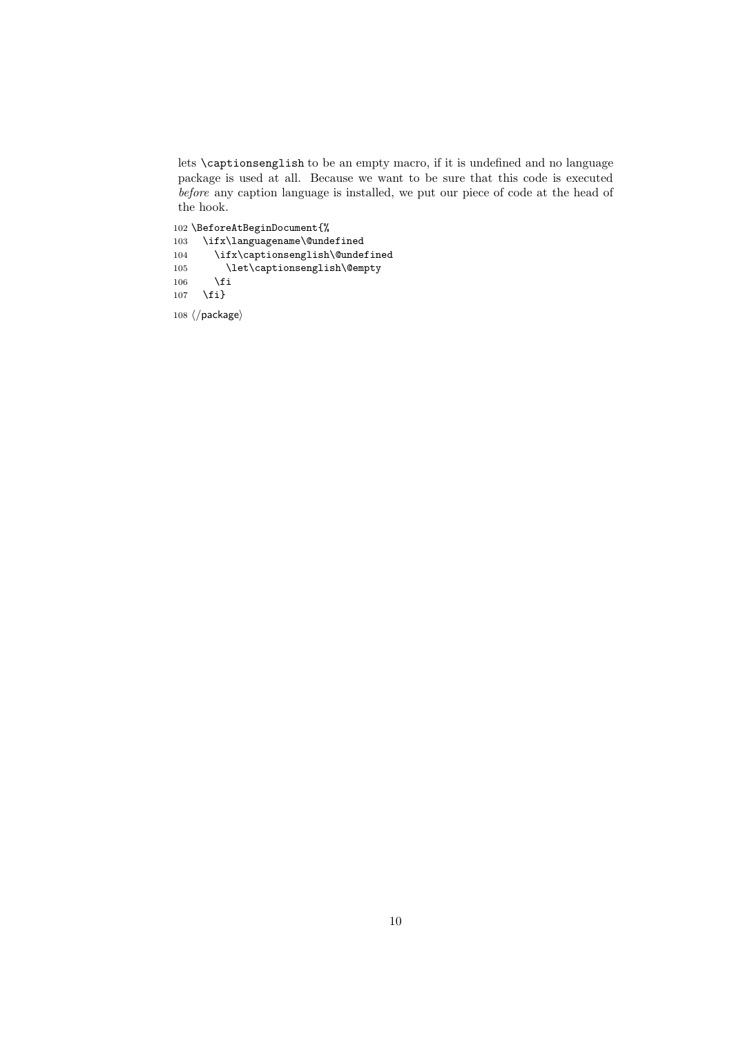lets `\captionsenglish` to be an empty macro, if it is undefined and no language package is used at all. Because we want to be sure that this code is executed *before* any caption language is installed, we put our piece of code at the head of the hook.

```
102 \BeforeAtBeginDocument{%
103   \ifx\languagename\@undefined
104     \ifx\captionsenglish\@undefined
105       \let\captionsenglish\@empty
106     \fi
107   \fi}
108 ⟨/package⟩
```